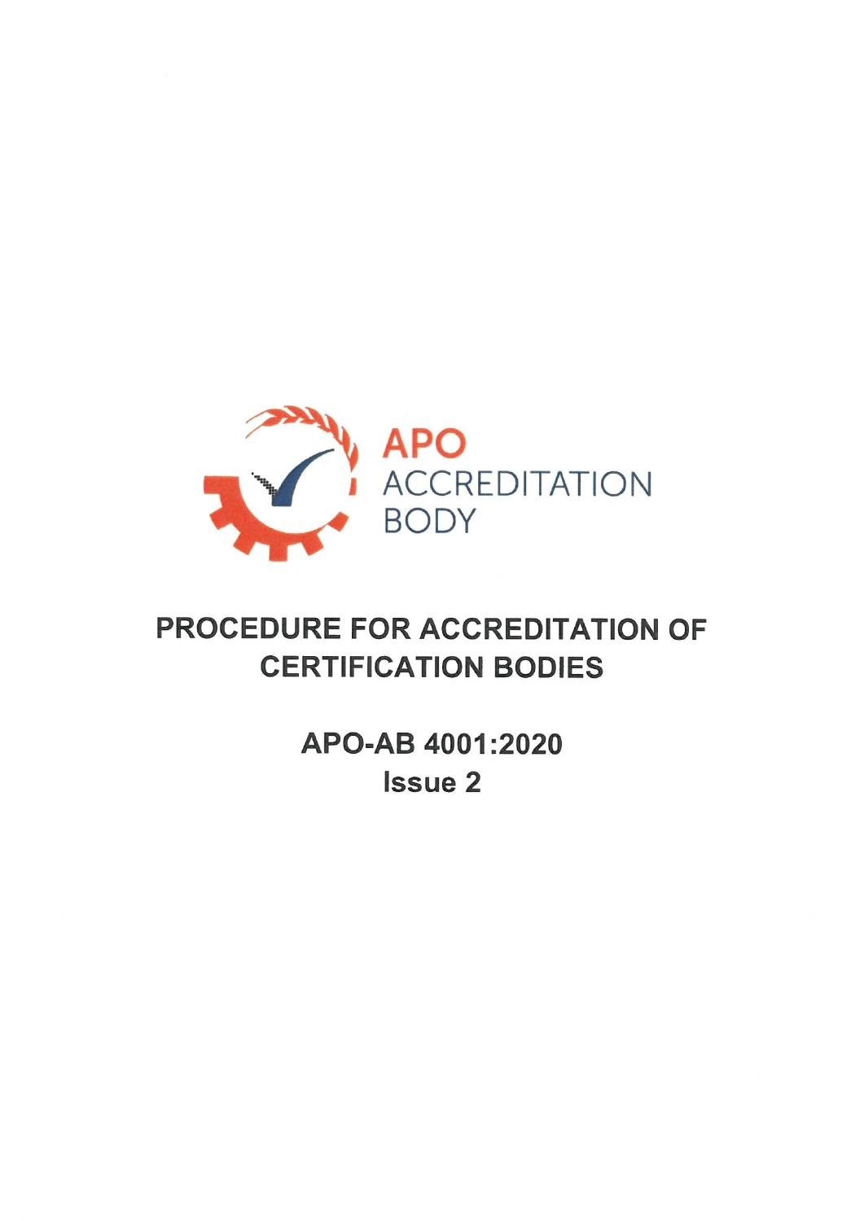APO
ACCREDITATION
BODY

# PROCEDURE FOR ACCREDITATION OF CERTIFICATION BODIES

## APO-AB 4001:2020
## Issue 2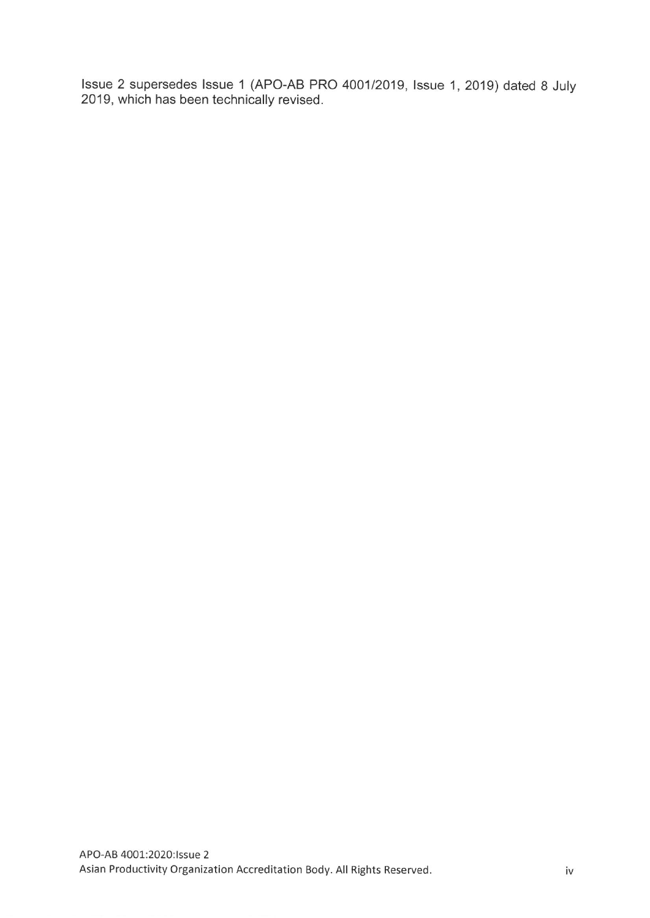Issue 2 supersedes Issue 1 (APO-AB PRO 4001/2019, Issue 1, 2019) dated 8 July 2019, which has been technically revised.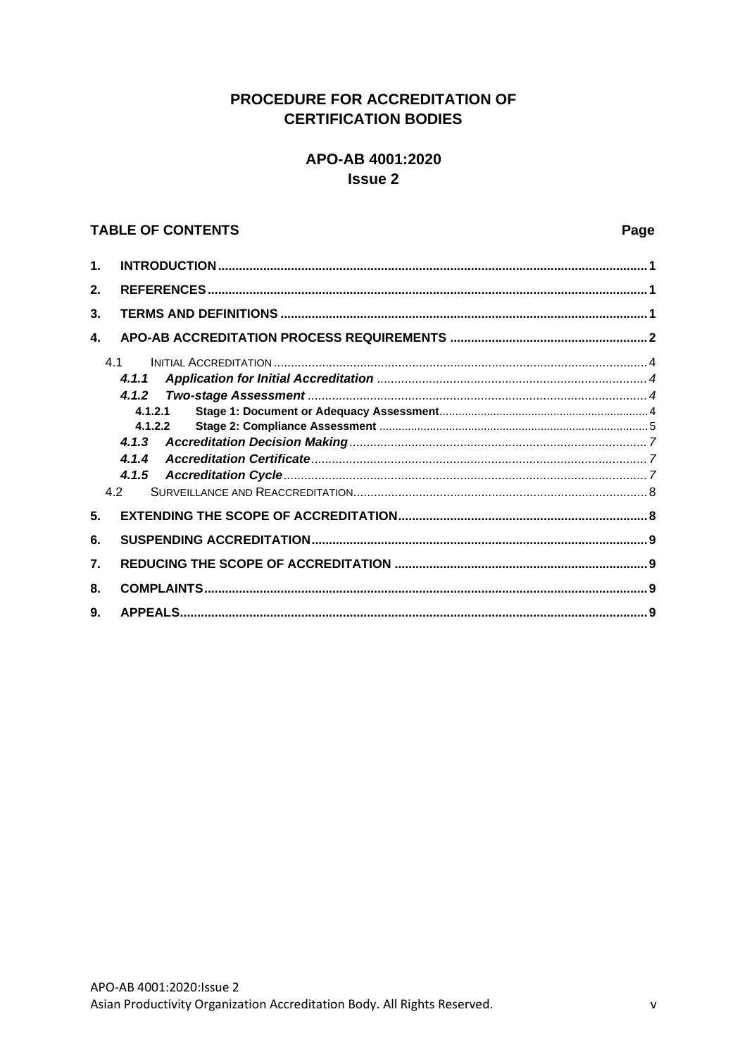# PROCEDURE FOR ACCREDITATION OF CERTIFICATION BODIES

## APO-AB 4001:2020
## Issue 2

**TABLE OF CONTENTS** **Page**

| | | |
|---|---|---|
| **1.** | **INTRODUCTION** | **1** |
| **2.** | **REFERENCES** | **1** |
| **3.** | **TERMS AND DEFINITIONS** | **1** |
| **4.** | **APO-AB ACCREDITATION PROCESS REQUIREMENTS** | **2** |
| 4.1 | INITIAL ACCREDITATION | 4 |
| ***4.1.1*** | ***Application for Initial Accreditation*** | *4* |
| ***4.1.2*** | ***Two-stage Assessment*** | *4* |
| **4.1.2.1** | **Stage 1: Document or Adequacy Assessment** | 4 |
| **4.1.2.2** | **Stage 2: Compliance Assessment** | 5 |
| ***4.1.3*** | ***Accreditation Decision Making*** | *7* |
| ***4.1.4*** | ***Accreditation Certificate*** | *7* |
| ***4.1.5*** | ***Accreditation Cycle*** | *7* |
| 4.2 | SURVEILLANCE AND REACCREDITATION | 8 |
| **5.** | **EXTENDING THE SCOPE OF ACCREDITATION** | **8** |
| **6.** | **SUSPENDING ACCREDITATION** | **9** |
| **7.** | **REDUCING THE SCOPE OF ACCREDITATION** | **9** |
| **8.** | **COMPLAINTS** | **9** |
| **9.** | **APPEALS** | **9** |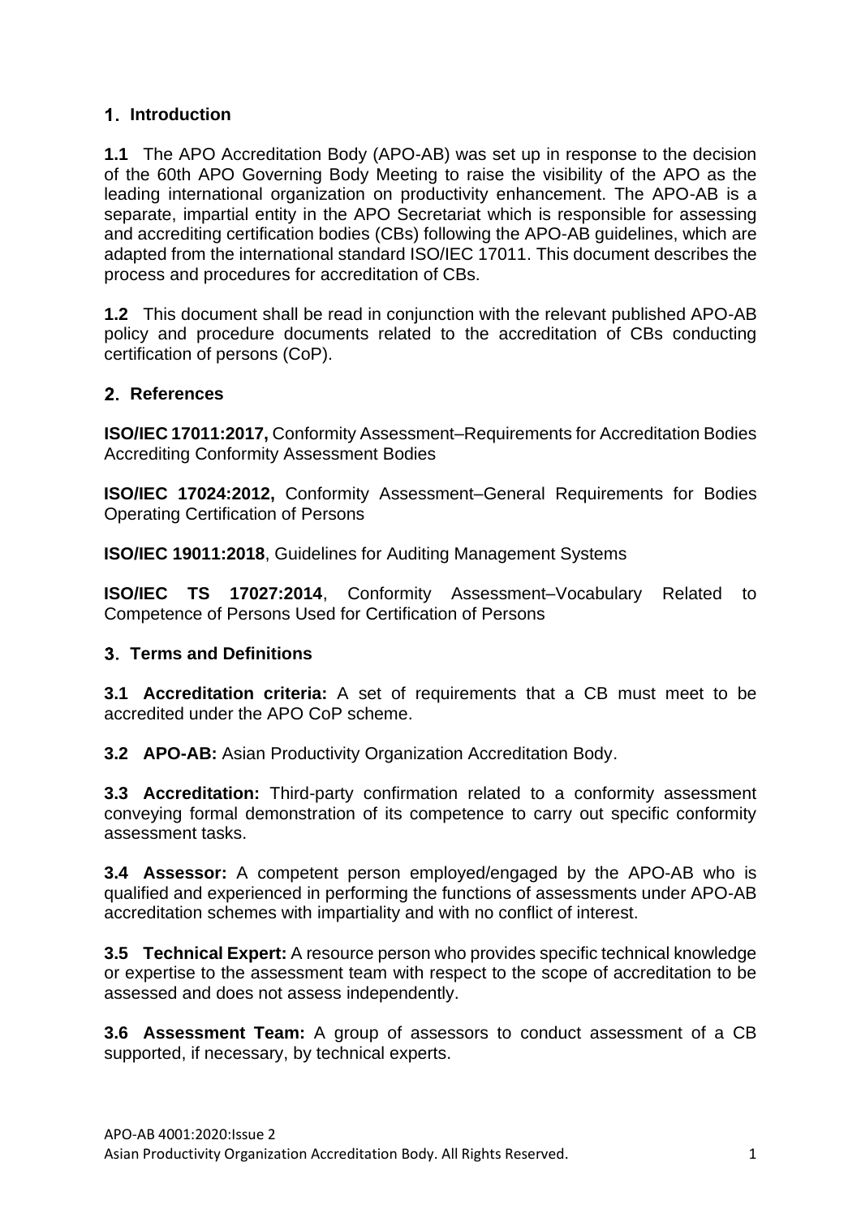## 1. Introduction

**1.1** The APO Accreditation Body (APO-AB) was set up in response to the decision of the 60th APO Governing Body Meeting to raise the visibility of the APO as the leading international organization on productivity enhancement. The APO-AB is a separate, impartial entity in the APO Secretariat which is responsible for assessing and accrediting certification bodies (CBs) following the APO-AB guidelines, which are adapted from the international standard ISO/IEC 17011. This document describes the process and procedures for accreditation of CBs.

**1.2** This document shall be read in conjunction with the relevant published APO-AB policy and procedure documents related to the accreditation of CBs conducting certification of persons (CoP).

## 2. References

**ISO/IEC 17011:2017,** Conformity Assessment–Requirements for Accreditation Bodies Accrediting Conformity Assessment Bodies

**ISO/IEC 17024:2012,** Conformity Assessment–General Requirements for Bodies Operating Certification of Persons

**ISO/IEC 19011:2018**, Guidelines for Auditing Management Systems

**ISO/IEC TS 17027:2014**, Conformity Assessment–Vocabulary Related to Competence of Persons Used for Certification of Persons

## 3. Terms and Definitions

**3.1 Accreditation criteria:** A set of requirements that a CB must meet to be accredited under the APO CoP scheme.

**3.2 APO-AB:** Asian Productivity Organization Accreditation Body.

**3.3 Accreditation:** Third-party confirmation related to a conformity assessment conveying formal demonstration of its competence to carry out specific conformity assessment tasks.

**3.4 Assessor:** A competent person employed/engaged by the APO-AB who is qualified and experienced in performing the functions of assessments under APO-AB accreditation schemes with impartiality and with no conflict of interest.

**3.5 Technical Expert:** A resource person who provides specific technical knowledge or expertise to the assessment team with respect to the scope of accreditation to be assessed and does not assess independently.

**3.6 Assessment Team:** A group of assessors to conduct assessment of a CB supported, if necessary, by technical experts.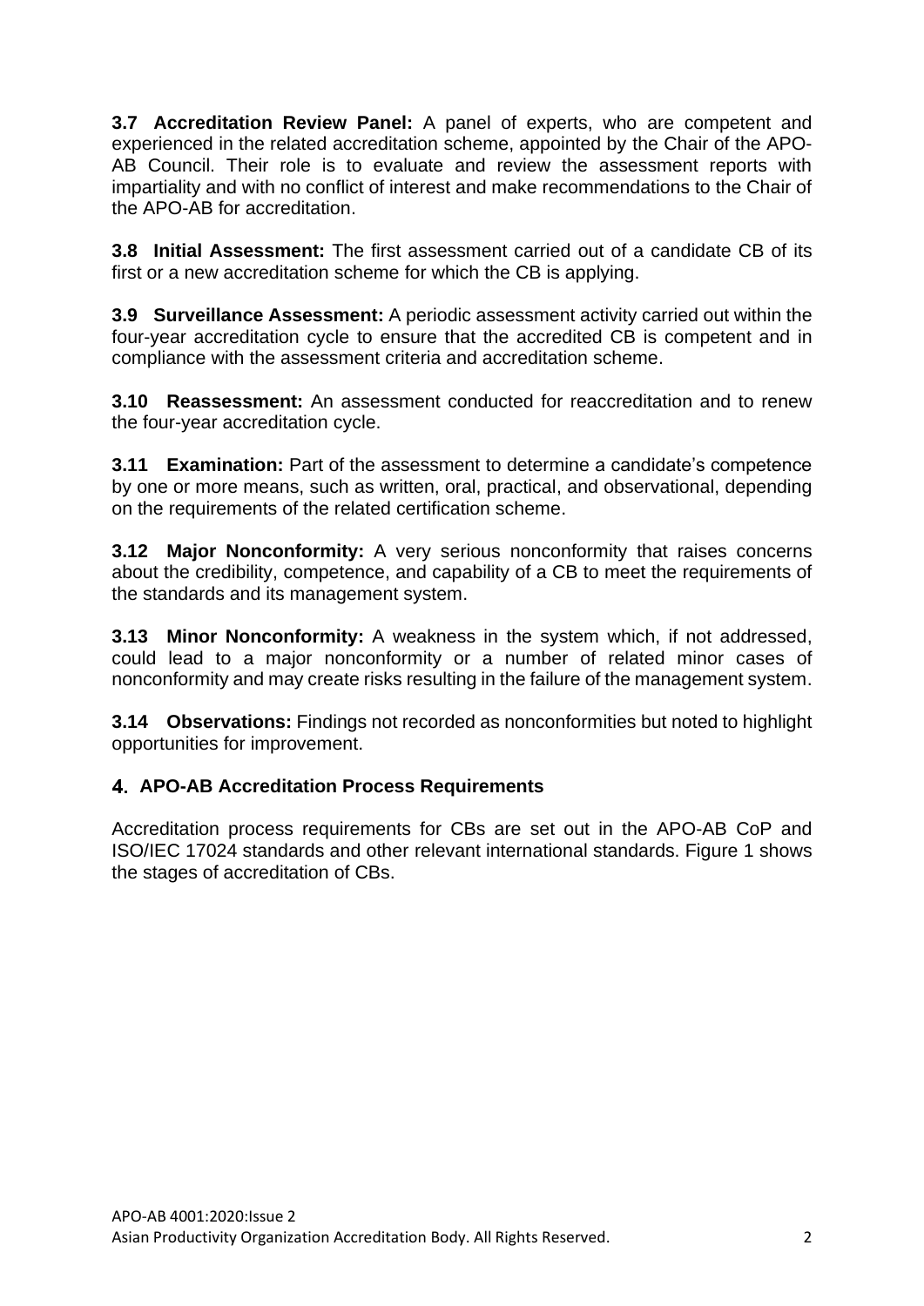**3.7 Accreditation Review Panel:** A panel of experts, who are competent and experienced in the related accreditation scheme, appointed by the Chair of the APO-AB Council. Their role is to evaluate and review the assessment reports with impartiality and with no conflict of interest and make recommendations to the Chair of the APO-AB for accreditation.

**3.8 Initial Assessment:** The first assessment carried out of a candidate CB of its first or a new accreditation scheme for which the CB is applying.

**3.9 Surveillance Assessment:** A periodic assessment activity carried out within the four-year accreditation cycle to ensure that the accredited CB is competent and in compliance with the assessment criteria and accreditation scheme.

**3.10 Reassessment:** An assessment conducted for reaccreditation and to renew the four-year accreditation cycle.

**3.11 Examination:** Part of the assessment to determine a candidate's competence by one or more means, such as written, oral, practical, and observational, depending on the requirements of the related certification scheme.

**3.12 Major Nonconformity:** A very serious nonconformity that raises concerns about the credibility, competence, and capability of a CB to meet the requirements of the standards and its management system.

**3.13 Minor Nonconformity:** A weakness in the system which, if not addressed, could lead to a major nonconformity or a number of related minor cases of nonconformity and may create risks resulting in the failure of the management system.

**3.14 Observations:** Findings not recorded as nonconformities but noted to highlight opportunities for improvement.

## 4. APO-AB Accreditation Process Requirements

Accreditation process requirements for CBs are set out in the APO-AB CoP and ISO/IEC 17024 standards and other relevant international standards. Figure 1 shows the stages of accreditation of CBs.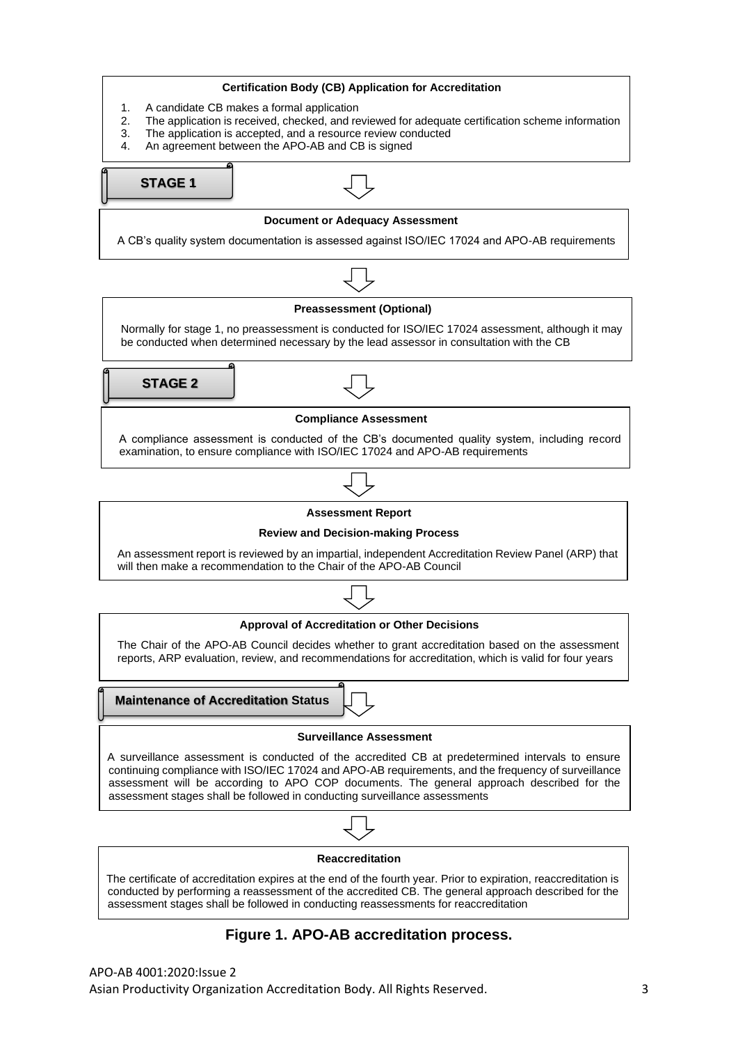**Certification Body (CB) Application for Accreditation**

1. A candidate CB makes a formal application
2. The application is received, checked, and reviewed for adequate certification scheme information
3. The application is accepted, and a resource review conducted
4. An agreement between the APO-AB and CB is signed

**STAGE 1**

**Document or Adequacy Assessment**

A CB's quality system documentation is assessed against ISO/IEC 17024 and APO-AB requirements

**Preassessment (Optional)**

Normally for stage 1, no preassessment is conducted for ISO/IEC 17024 assessment, although it may be conducted when determined necessary by the lead assessor in consultation with the CB

**STAGE 2**

**Compliance Assessment**

A compliance assessment is conducted of the CB's documented quality system, including record examination, to ensure compliance with ISO/IEC 17024 and APO-AB requirements

**Assessment Report**

**Review and Decision-making Process**

An assessment report is reviewed by an impartial, independent Accreditation Review Panel (ARP) that will then make a recommendation to the Chair of the APO-AB Council

**Approval of Accreditation or Other Decisions**

The Chair of the APO-AB Council decides whether to grant accreditation based on the assessment reports, ARP evaluation, review, and recommendations for accreditation, which is valid for four years

**Maintenance of Accreditation Status**

**Surveillance Assessment**

A surveillance assessment is conducted of the accredited CB at predetermined intervals to ensure continuing compliance with ISO/IEC 17024 and APO-AB requirements, and the frequency of surveillance assessment will be according to APO COP documents. The general approach described for the assessment stages shall be followed in conducting surveillance assessments

**Reaccreditation**

The certificate of accreditation expires at the end of the fourth year. Prior to expiration, reaccreditation is conducted by performing a reassessment of the accredited CB. The general approach described for the assessment stages shall be followed in conducting reassessments for reaccreditation

**Figure 1. APO-AB accreditation process.**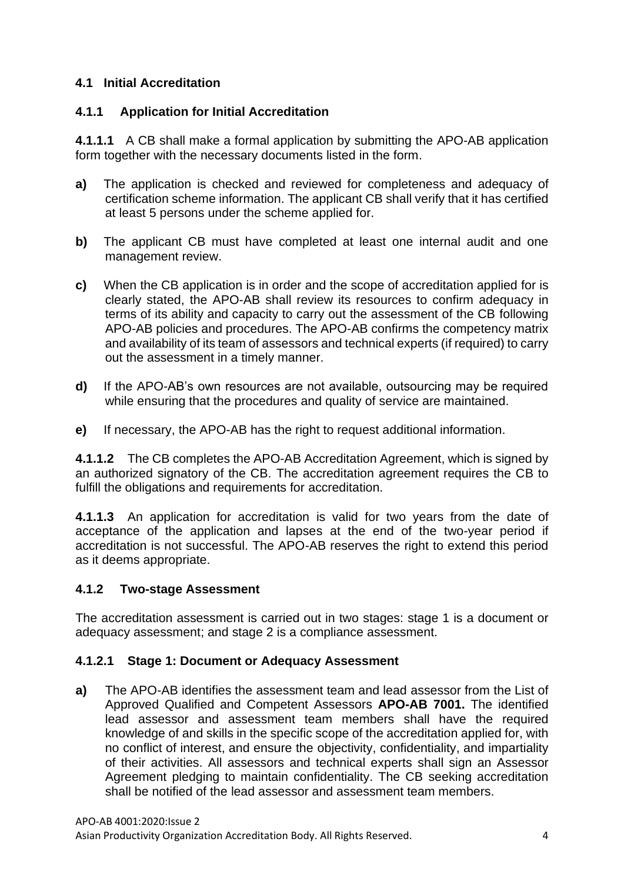## 4.1 Initial Accreditation

### 4.1.1 Application for Initial Accreditation

**4.1.1.1** A CB shall make a formal application by submitting the APO-AB application form together with the necessary documents listed in the form.

**a)** The application is checked and reviewed for completeness and adequacy of certification scheme information. The applicant CB shall verify that it has certified at least 5 persons under the scheme applied for.

**b)** The applicant CB must have completed at least one internal audit and one management review.

**c)** When the CB application is in order and the scope of accreditation applied for is clearly stated, the APO-AB shall review its resources to confirm adequacy in terms of its ability and capacity to carry out the assessment of the CB following APO-AB policies and procedures. The APO-AB confirms the competency matrix and availability of its team of assessors and technical experts (if required) to carry out the assessment in a timely manner.

**d)** If the APO-AB's own resources are not available, outsourcing may be required while ensuring that the procedures and quality of service are maintained.

**e)** If necessary, the APO-AB has the right to request additional information.

**4.1.1.2** The CB completes the APO-AB Accreditation Agreement, which is signed by an authorized signatory of the CB. The accreditation agreement requires the CB to fulfill the obligations and requirements for accreditation.

**4.1.1.3** An application for accreditation is valid for two years from the date of acceptance of the application and lapses at the end of the two-year period if accreditation is not successful. The APO-AB reserves the right to extend this period as it deems appropriate.

### 4.1.2 Two-stage Assessment

The accreditation assessment is carried out in two stages: stage 1 is a document or adequacy assessment; and stage 2 is a compliance assessment.

#### 4.1.2.1 Stage 1: Document or Adequacy Assessment

**a)** The APO-AB identifies the assessment team and lead assessor from the List of Approved Qualified and Competent Assessors **APO-AB 7001.** The identified lead assessor and assessment team members shall have the required knowledge of and skills in the specific scope of the accreditation applied for, with no conflict of interest, and ensure the objectivity, confidentiality, and impartiality of their activities. All assessors and technical experts shall sign an Assessor Agreement pledging to maintain confidentiality. The CB seeking accreditation shall be notified of the lead assessor and assessment team members.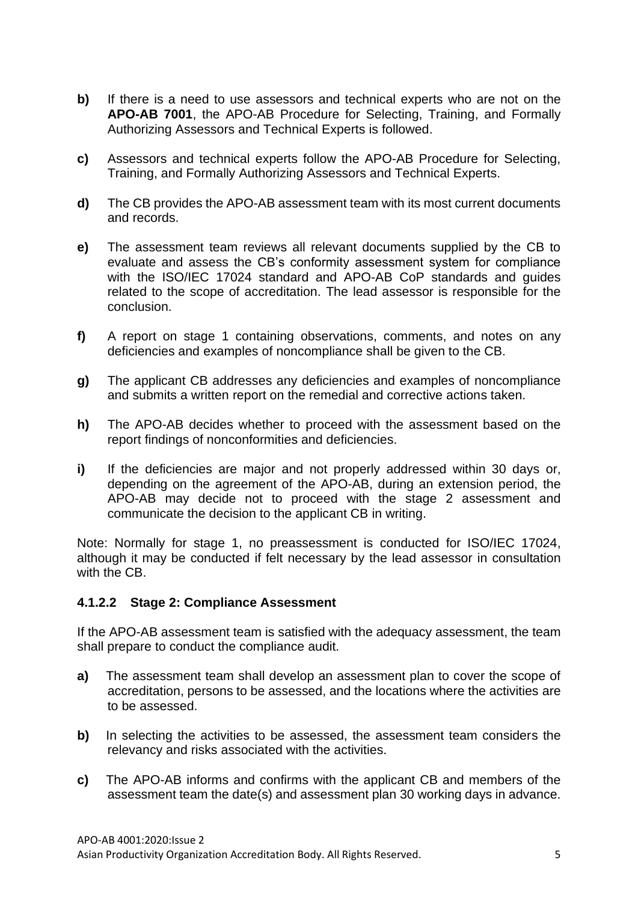**b)** If there is a need to use assessors and technical experts who are not on the **APO-AB 7001**, the APO-AB Procedure for Selecting, Training, and Formally Authorizing Assessors and Technical Experts is followed.

**c)** Assessors and technical experts follow the APO-AB Procedure for Selecting, Training, and Formally Authorizing Assessors and Technical Experts.

**d)** The CB provides the APO-AB assessment team with its most current documents and records.

**e)** The assessment team reviews all relevant documents supplied by the CB to evaluate and assess the CB's conformity assessment system for compliance with the ISO/IEC 17024 standard and APO-AB CoP standards and guides related to the scope of accreditation. The lead assessor is responsible for the conclusion.

**f)** A report on stage 1 containing observations, comments, and notes on any deficiencies and examples of noncompliance shall be given to the CB.

**g)** The applicant CB addresses any deficiencies and examples of noncompliance and submits a written report on the remedial and corrective actions taken.

**h)** The APO-AB decides whether to proceed with the assessment based on the report findings of nonconformities and deficiencies.

**i)** If the deficiencies are major and not properly addressed within 30 days or, depending on the agreement of the APO-AB, during an extension period, the APO-AB may decide not to proceed with the stage 2 assessment and communicate the decision to the applicant CB in writing.

Note: Normally for stage 1, no preassessment is conducted for ISO/IEC 17024, although it may be conducted if felt necessary by the lead assessor in consultation with the CB.

#### 4.1.2.2 Stage 2: Compliance Assessment

If the APO-AB assessment team is satisfied with the adequacy assessment, the team shall prepare to conduct the compliance audit.

**a)** The assessment team shall develop an assessment plan to cover the scope of accreditation, persons to be assessed, and the locations where the activities are to be assessed.

**b)** In selecting the activities to be assessed, the assessment team considers the relevancy and risks associated with the activities.

**c)** The APO-AB informs and confirms with the applicant CB and members of the assessment team the date(s) and assessment plan 30 working days in advance.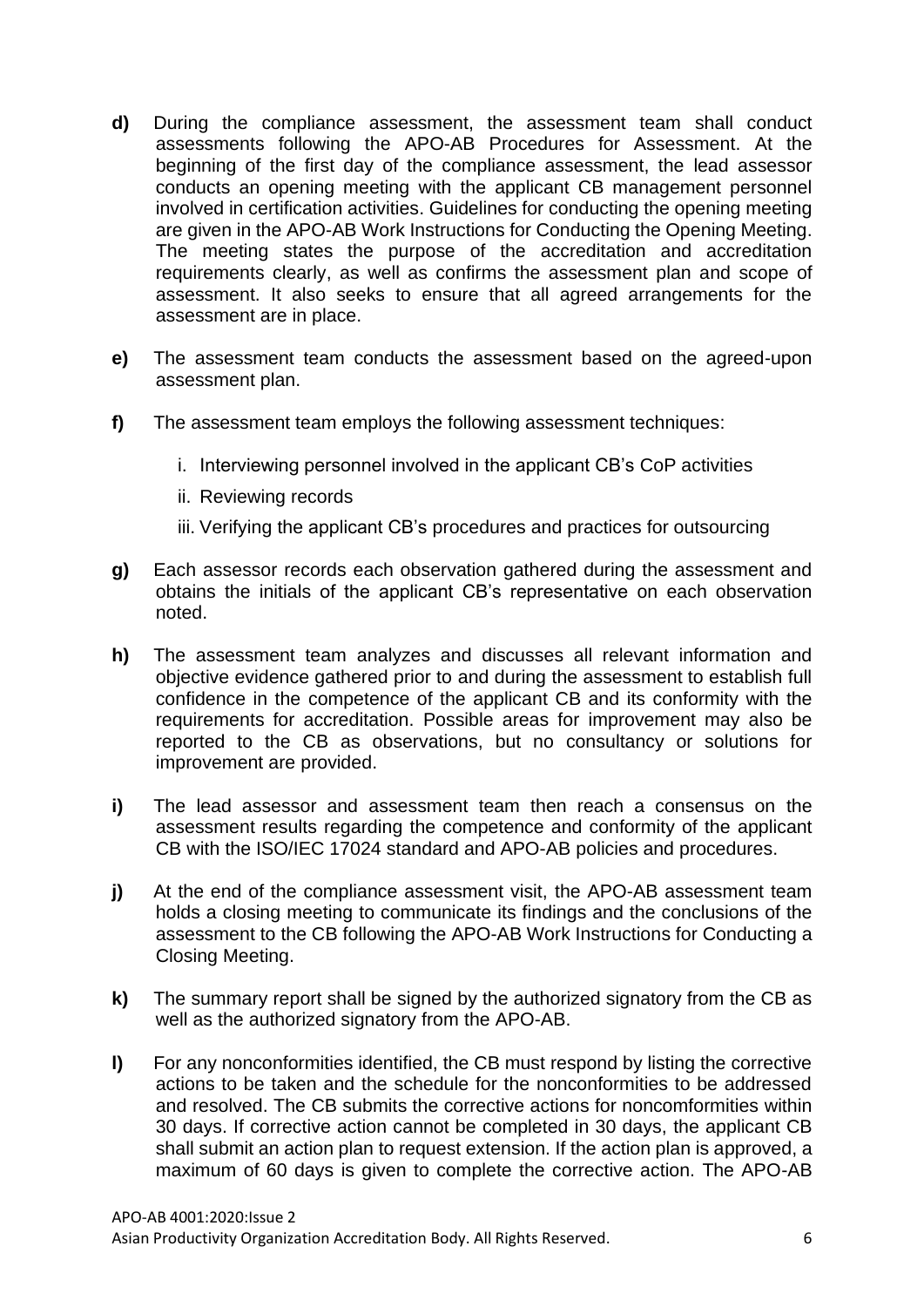**d)** During the compliance assessment, the assessment team shall conduct assessments following the APO-AB Procedures for Assessment. At the beginning of the first day of the compliance assessment, the lead assessor conducts an opening meeting with the applicant CB management personnel involved in certification activities. Guidelines for conducting the opening meeting are given in the APO-AB Work Instructions for Conducting the Opening Meeting. The meeting states the purpose of the accreditation and accreditation requirements clearly, as well as confirms the assessment plan and scope of assessment. It also seeks to ensure that all agreed arrangements for the assessment are in place.

**e)** The assessment team conducts the assessment based on the agreed-upon assessment plan.

**f)** The assessment team employs the following assessment techniques:

i. Interviewing personnel involved in the applicant CB's CoP activities

ii. Reviewing records

iii. Verifying the applicant CB's procedures and practices for outsourcing

**g)** Each assessor records each observation gathered during the assessment and obtains the initials of the applicant CB's representative on each observation noted.

**h)** The assessment team analyzes and discusses all relevant information and objective evidence gathered prior to and during the assessment to establish full confidence in the competence of the applicant CB and its conformity with the requirements for accreditation. Possible areas for improvement may also be reported to the CB as observations, but no consultancy or solutions for improvement are provided.

**i)** The lead assessor and assessment team then reach a consensus on the assessment results regarding the competence and conformity of the applicant CB with the ISO/IEC 17024 standard and APO-AB policies and procedures.

**j)** At the end of the compliance assessment visit, the APO-AB assessment team holds a closing meeting to communicate its findings and the conclusions of the assessment to the CB following the APO-AB Work Instructions for Conducting a Closing Meeting.

**k)** The summary report shall be signed by the authorized signatory from the CB as well as the authorized signatory from the APO-AB.

**l)** For any nonconformities identified, the CB must respond by listing the corrective actions to be taken and the schedule for the nonconformities to be addressed and resolved. The CB submits the corrective actions for noncomformities within 30 days. If corrective action cannot be completed in 30 days, the applicant CB shall submit an action plan to request extension. If the action plan is approved, a maximum of 60 days is given to complete the corrective action. The APO-AB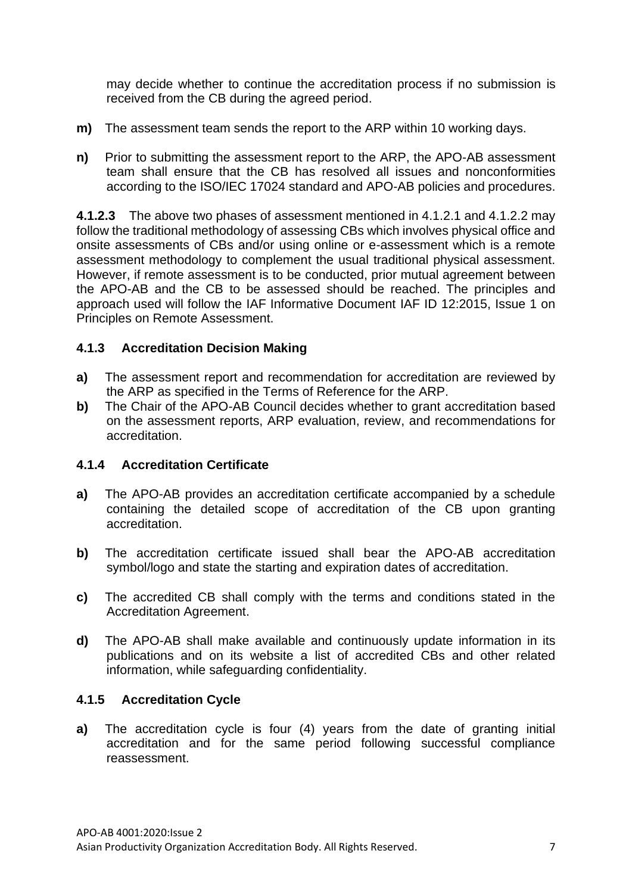may decide whether to continue the accreditation process if no submission is received from the CB during the agreed period.

**m)** The assessment team sends the report to the ARP within 10 working days.

**n)** Prior to submitting the assessment report to the ARP, the APO-AB assessment team shall ensure that the CB has resolved all issues and nonconformities according to the ISO/IEC 17024 standard and APO-AB policies and procedures.

**4.1.2.3** The above two phases of assessment mentioned in 4.1.2.1 and 4.1.2.2 may follow the traditional methodology of assessing CBs which involves physical office and onsite assessments of CBs and/or using online or e-assessment which is a remote assessment methodology to complement the usual traditional physical assessment. However, if remote assessment is to be conducted, prior mutual agreement between the APO-AB and the CB to be assessed should be reached. The principles and approach used will follow the IAF Informative Document IAF ID 12:2015, Issue 1 on Principles on Remote Assessment.

### 4.1.3 Accreditation Decision Making

**a)** The assessment report and recommendation for accreditation are reviewed by the ARP as specified in the Terms of Reference for the ARP.

**b)** The Chair of the APO-AB Council decides whether to grant accreditation based on the assessment reports, ARP evaluation, review, and recommendations for accreditation.

### 4.1.4 Accreditation Certificate

**a)** The APO-AB provides an accreditation certificate accompanied by a schedule containing the detailed scope of accreditation of the CB upon granting accreditation.

**b)** The accreditation certificate issued shall bear the APO-AB accreditation symbol/logo and state the starting and expiration dates of accreditation.

**c)** The accredited CB shall comply with the terms and conditions stated in the Accreditation Agreement.

**d)** The APO-AB shall make available and continuously update information in its publications and on its website a list of accredited CBs and other related information, while safeguarding confidentiality.

### 4.1.5 Accreditation Cycle

**a)** The accreditation cycle is four (4) years from the date of granting initial accreditation and for the same period following successful compliance reassessment.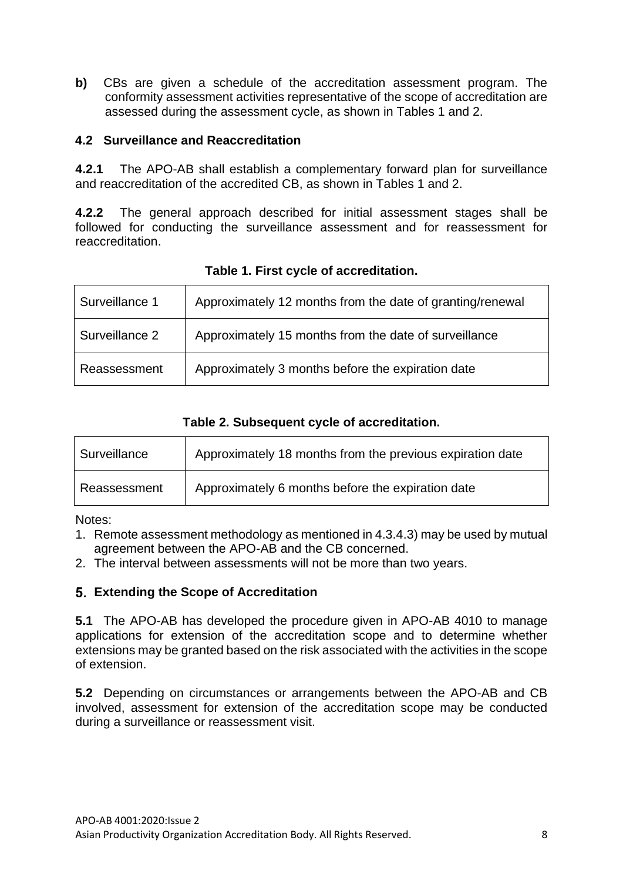**b)** CBs are given a schedule of the accreditation assessment program. The conformity assessment activities representative of the scope of accreditation are assessed during the assessment cycle, as shown in Tables 1 and 2.

### 4.2 Surveillance and Reaccreditation

**4.2.1** The APO-AB shall establish a complementary forward plan for surveillance and reaccreditation of the accredited CB, as shown in Tables 1 and 2.

**4.2.2** The general approach described for initial assessment stages shall be followed for conducting the surveillance assessment and for reassessment for reaccreditation.

**Table 1. First cycle of accreditation.**

| | |
|---|---|
| Surveillance 1 | Approximately 12 months from the date of granting/renewal |
| Surveillance 2 | Approximately 15 months from the date of surveillance |
| Reassessment | Approximately 3 months before the expiration date |

**Table 2. Subsequent cycle of accreditation.**

| | |
|---|---|
| Surveillance | Approximately 18 months from the previous expiration date |
| Reassessment | Approximately 6 months before the expiration date |

Notes:

1. Remote assessment methodology as mentioned in 4.3.4.3) may be used by mutual agreement between the APO-AB and the CB concerned.
2. The interval between assessments will not be more than two years.

## 5. Extending the Scope of Accreditation

**5.1** The APO-AB has developed the procedure given in APO-AB 4010 to manage applications for extension of the accreditation scope and to determine whether extensions may be granted based on the risk associated with the activities in the scope of extension.

**5.2** Depending on circumstances or arrangements between the APO-AB and CB involved, assessment for extension of the accreditation scope may be conducted during a surveillance or reassessment visit.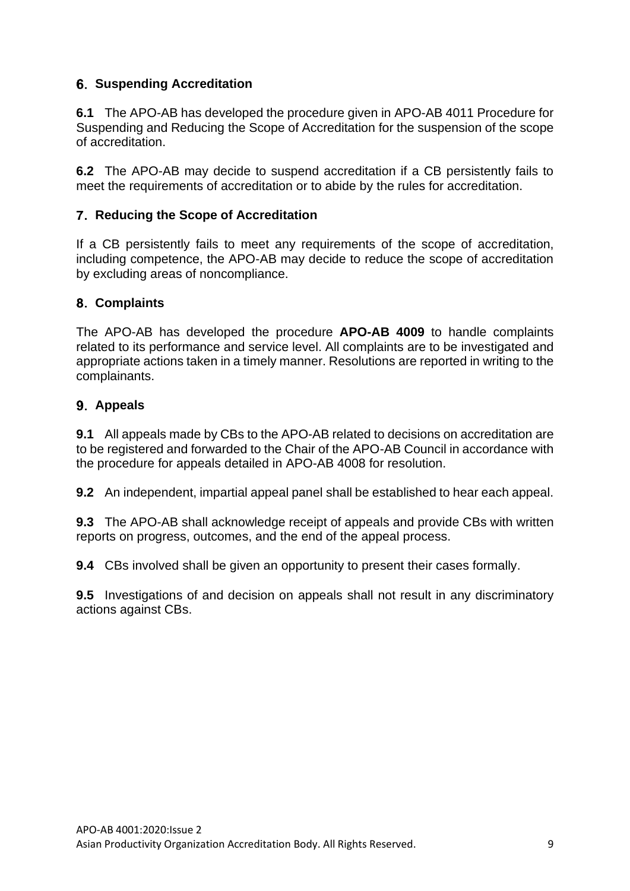## 6. Suspending Accreditation

**6.1** The APO-AB has developed the procedure given in APO-AB 4011 Procedure for Suspending and Reducing the Scope of Accreditation for the suspension of the scope of accreditation.

**6.2** The APO-AB may decide to suspend accreditation if a CB persistently fails to meet the requirements of accreditation or to abide by the rules for accreditation.

## 7. Reducing the Scope of Accreditation

If a CB persistently fails to meet any requirements of the scope of accreditation, including competence, the APO-AB may decide to reduce the scope of accreditation by excluding areas of noncompliance.

## 8. Complaints

The APO-AB has developed the procedure **APO-AB 4009** to handle complaints related to its performance and service level. All complaints are to be investigated and appropriate actions taken in a timely manner. Resolutions are reported in writing to the complainants.

## 9. Appeals

**9.1** All appeals made by CBs to the APO-AB related to decisions on accreditation are to be registered and forwarded to the Chair of the APO-AB Council in accordance with the procedure for appeals detailed in APO-AB 4008 for resolution.

**9.2** An independent, impartial appeal panel shall be established to hear each appeal.

**9.3** The APO-AB shall acknowledge receipt of appeals and provide CBs with written reports on progress, outcomes, and the end of the appeal process.

**9.4** CBs involved shall be given an opportunity to present their cases formally.

**9.5** Investigations of and decision on appeals shall not result in any discriminatory actions against CBs.